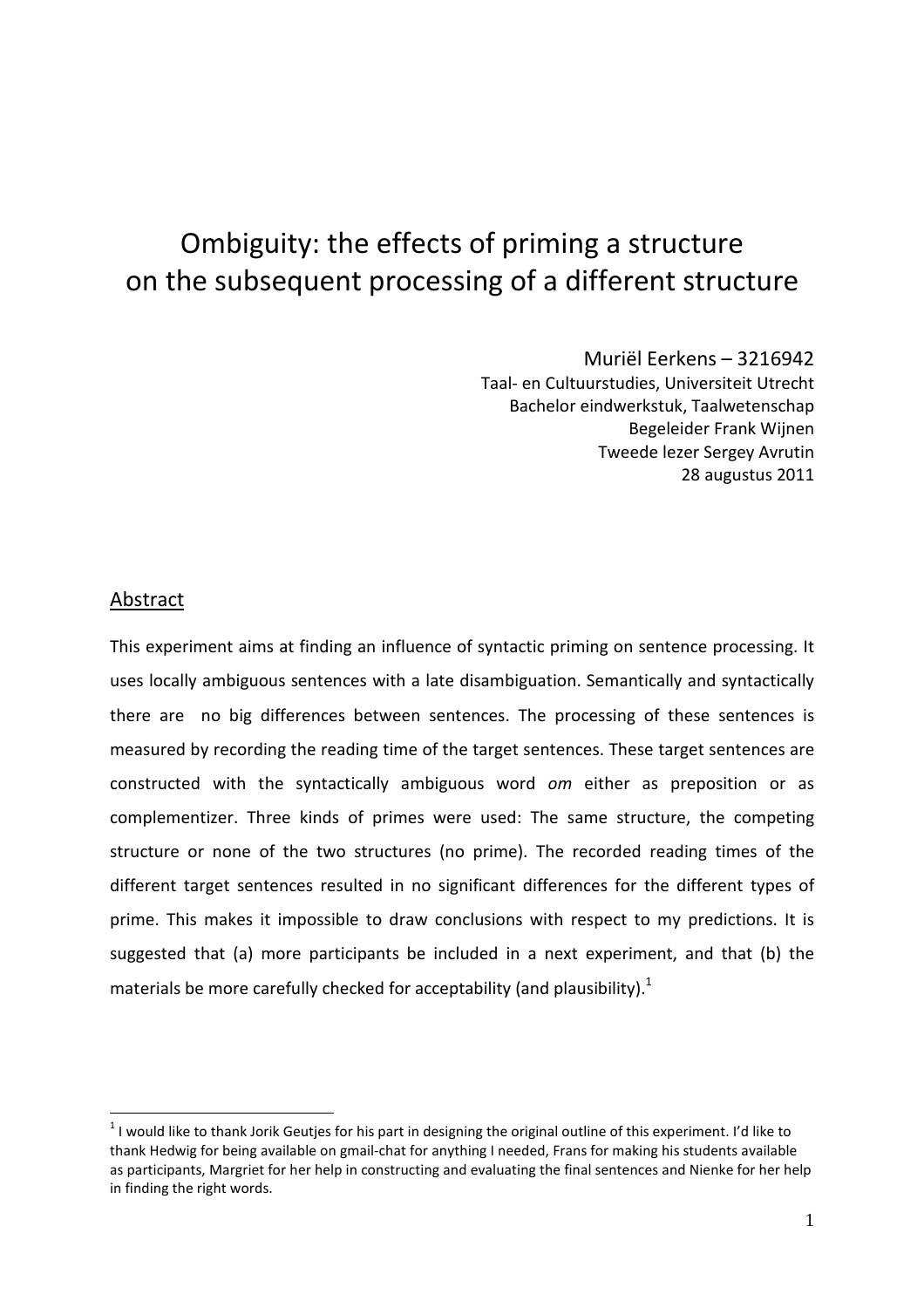# Ombiguity: the effects of priming a structure on the subsequent processing of a different structure

Muriël Eerkens – 3216942
Taal- en Cultuurstudies, Universiteit Utrecht
Bachelor eindwerkstuk, Taalwetenschap
Begeleider Frank Wijnen
Tweede lezer Sergey Avrutin
28 augustus 2011

## Abstract

This experiment aims at finding an influence of syntactic priming on sentence processing. It uses locally ambiguous sentences with a late disambiguation. Semantically and syntactically there are no big differences between sentences. The processing of these sentences is measured by recording the reading time of the target sentences. These target sentences are constructed with the syntactically ambiguous word *om* either as preposition or as complementizer. Three kinds of primes were used: The same structure, the competing structure or none of the two structures (no prime). The recorded reading times of the different target sentences resulted in no significant differences for the different types of prime. This makes it impossible to draw conclusions with respect to my predictions. It is suggested that (a) more participants be included in a next experiment, and that (b) the materials be more carefully checked for acceptability (and plausibility).[1]

[1] I would like to thank Jorik Geutjes for his part in designing the original outline of this experiment. I'd like to thank Hedwig for being available on gmail-chat for anything I needed, Frans for making his students available as participants, Margriet for her help in constructing and evaluating the final sentences and Nienke for her help in finding the right words.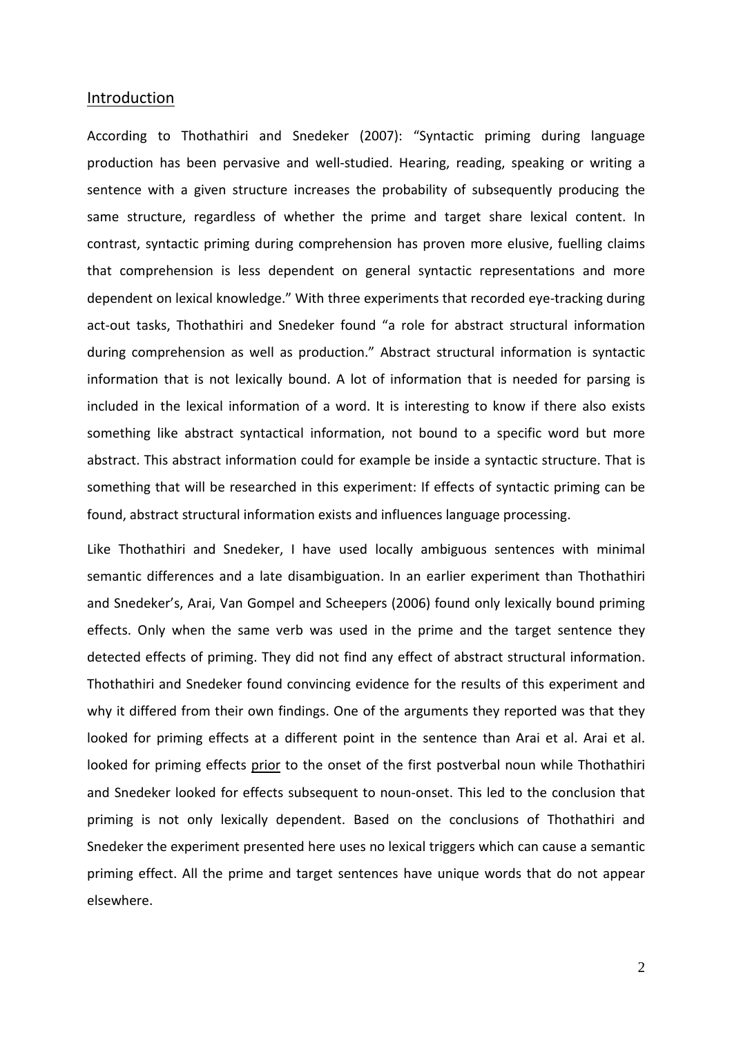## Introduction

According to Thothathiri and Snedeker (2007): “Syntactic priming during language production has been pervasive and well-studied. Hearing, reading, speaking or writing a sentence with a given structure increases the probability of subsequently producing the same structure, regardless of whether the prime and target share lexical content. In contrast, syntactic priming during comprehension has proven more elusive, fuelling claims that comprehension is less dependent on general syntactic representations and more dependent on lexical knowledge.” With three experiments that recorded eye-tracking during act-out tasks, Thothathiri and Snedeker found “a role for abstract structural information during comprehension as well as production.” Abstract structural information is syntactic information that is not lexically bound. A lot of information that is needed for parsing is included in the lexical information of a word. It is interesting to know if there also exists something like abstract syntactical information, not bound to a specific word but more abstract. This abstract information could for example be inside a syntactic structure. That is something that will be researched in this experiment: If effects of syntactic priming can be found, abstract structural information exists and influences language processing.

Like Thothathiri and Snedeker, I have used locally ambiguous sentences with minimal semantic differences and a late disambiguation. In an earlier experiment than Thothathiri and Snedeker’s, Arai, Van Gompel and Scheepers (2006) found only lexically bound priming effects. Only when the same verb was used in the prime and the target sentence they detected effects of priming. They did not find any effect of abstract structural information. Thothathiri and Snedeker found convincing evidence for the results of this experiment and why it differed from their own findings. One of the arguments they reported was that they looked for priming effects at a different point in the sentence than Arai et al. Arai et al. looked for priming effects <u>prior</u> to the onset of the first postverbal noun while Thothathiri and Snedeker looked for effects subsequent to noun-onset. This led to the conclusion that priming is not only lexically dependent. Based on the conclusions of Thothathiri and Snedeker the experiment presented here uses no lexical triggers which can cause a semantic priming effect. All the prime and target sentences have unique words that do not appear elsewhere.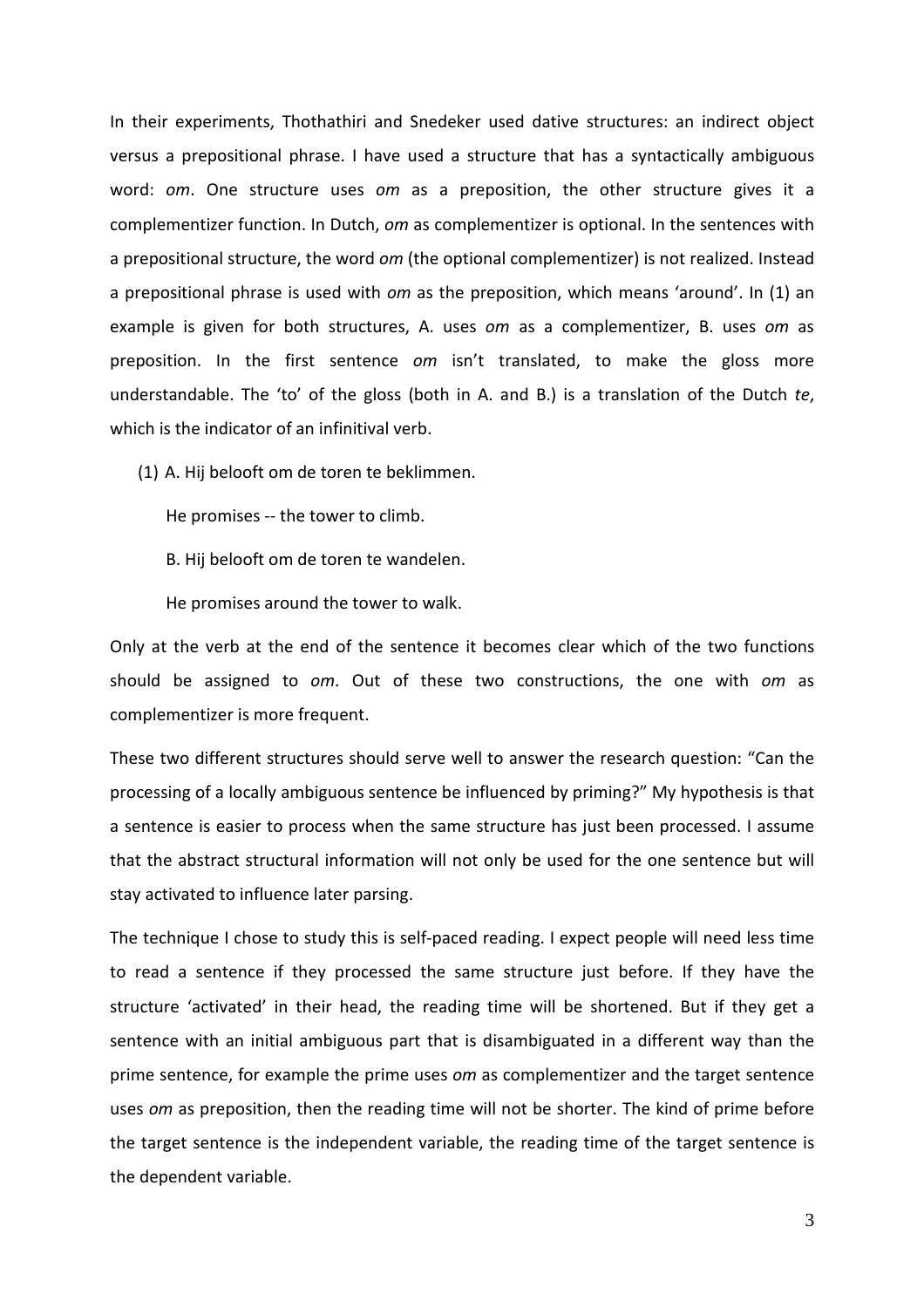In their experiments, Thothathiri and Snedeker used dative structures: an indirect object versus a prepositional phrase. I have used a structure that has a syntactically ambiguous word: *om*. One structure uses *om* as a preposition, the other structure gives it a complementizer function. In Dutch, *om* as complementizer is optional. In the sentences with a prepositional structure, the word *om* (the optional complementizer) is not realized. Instead a prepositional phrase is used with *om* as the preposition, which means 'around'. In (1) an example is given for both structures, A. uses *om* as a complementizer, B. uses *om* as preposition. In the first sentence *om* isn't translated, to make the gloss more understandable. The 'to' of the gloss (both in A. and B.) is a translation of the Dutch *te*, which is the indicator of an infinitival verb.

(1) A. Hij belooft om de toren te beklimmen.

He promises -- the tower to climb.

B. Hij belooft om de toren te wandelen.

He promises around the tower to walk.

Only at the verb at the end of the sentence it becomes clear which of the two functions should be assigned to *om*. Out of these two constructions, the one with *om* as complementizer is more frequent.

These two different structures should serve well to answer the research question: "Can the processing of a locally ambiguous sentence be influenced by priming?" My hypothesis is that a sentence is easier to process when the same structure has just been processed. I assume that the abstract structural information will not only be used for the one sentence but will stay activated to influence later parsing.

The technique I chose to study this is self-paced reading. I expect people will need less time to read a sentence if they processed the same structure just before. If they have the structure 'activated' in their head, the reading time will be shortened. But if they get a sentence with an initial ambiguous part that is disambiguated in a different way than the prime sentence, for example the prime uses *om* as complementizer and the target sentence uses *om* as preposition, then the reading time will not be shorter. The kind of prime before the target sentence is the independent variable, the reading time of the target sentence is the dependent variable.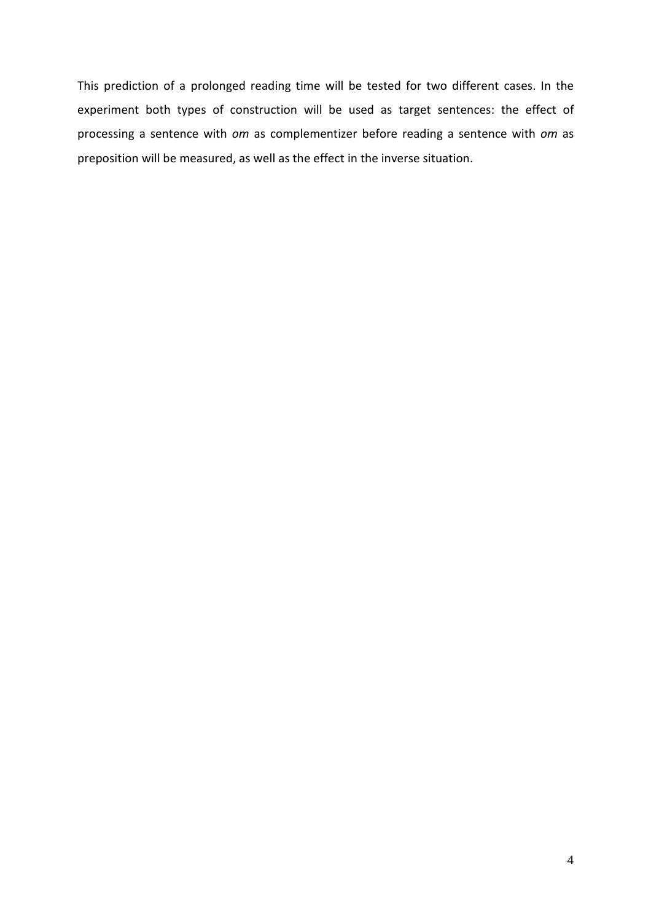This prediction of a prolonged reading time will be tested for two different cases. In the experiment both types of construction will be used as target sentences: the effect of processing a sentence with *om* as complementizer before reading a sentence with *om* as preposition will be measured, as well as the effect in the inverse situation.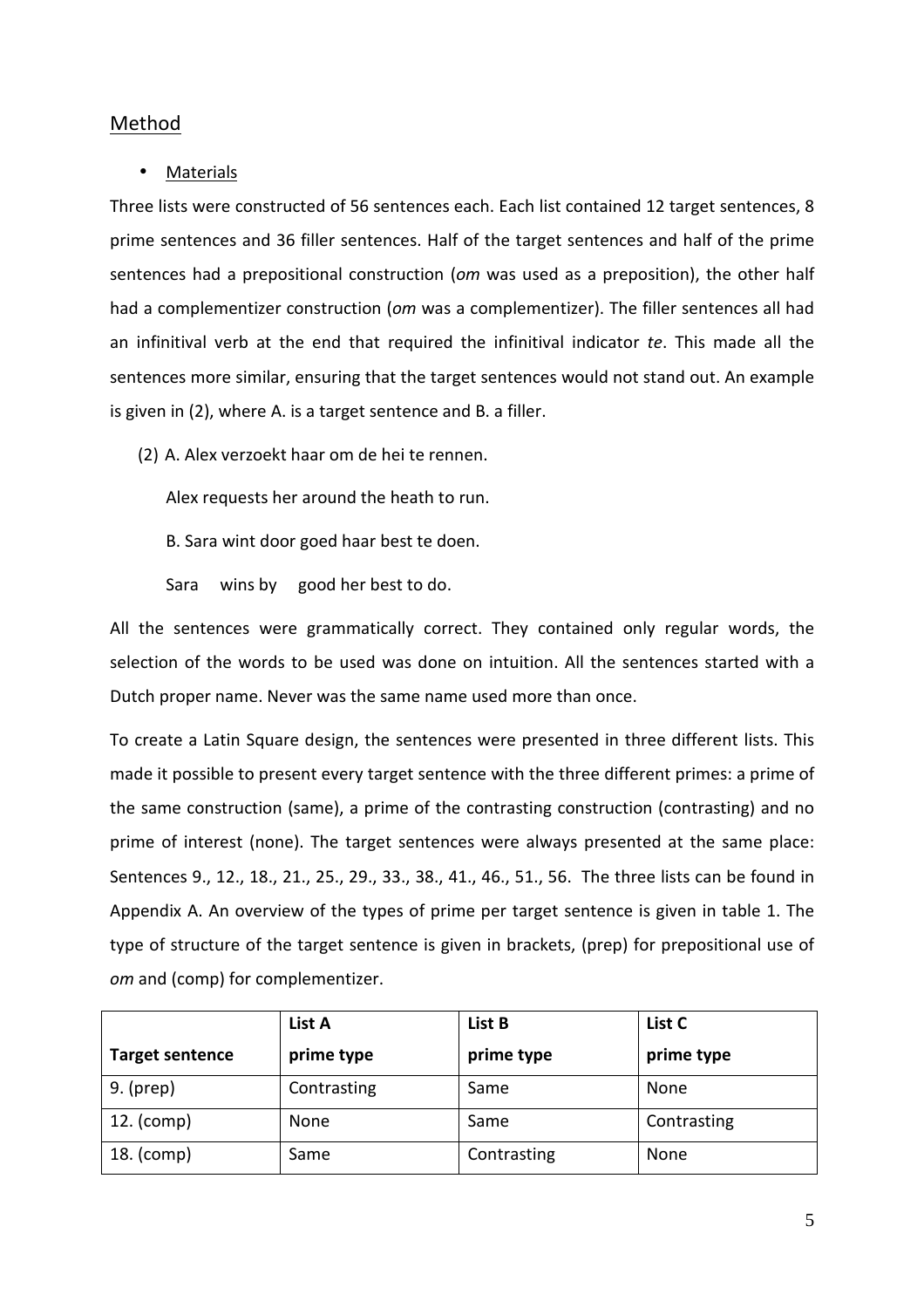## Method

- Materials

Three lists were constructed of 56 sentences each. Each list contained 12 target sentences, 8 prime sentences and 36 filler sentences. Half of the target sentences and half of the prime sentences had a prepositional construction (*om* was used as a preposition), the other half had a complementizer construction (*om* was a complementizer). The filler sentences all had an infinitival verb at the end that required the infinitival indicator *te*. This made all the sentences more similar, ensuring that the target sentences would not stand out. An example is given in (2), where A. is a target sentence and B. a filler.

(2) A. Alex verzoekt haar om de hei te rennen.

Alex requests her around the heath to run.

B. Sara wint door goed haar best te doen.

Sara wins by good her best to do.

All the sentences were grammatically correct. They contained only regular words, the selection of the words to be used was done on intuition. All the sentences started with a Dutch proper name. Never was the same name used more than once.

To create a Latin Square design, the sentences were presented in three different lists. This made it possible to present every target sentence with the three different primes: a prime of the same construction (same), a prime of the contrasting construction (contrasting) and no prime of interest (none). The target sentences were always presented at the same place: Sentences 9., 12., 18., 21., 25., 29., 33., 38., 41., 46., 51., 56. The three lists can be found in Appendix A. An overview of the types of prime per target sentence is given in table 1. The type of structure of the target sentence is given in brackets, (prep) for prepositional use of *om* and (comp) for complementizer.

| Target sentence | List A prime type | List B prime type | List C prime type |
|---|---|---|---|
| 9. (prep) | Contrasting | Same | None |
| 12. (comp) | None | Same | Contrasting |
| 18. (comp) | Same | Contrasting | None |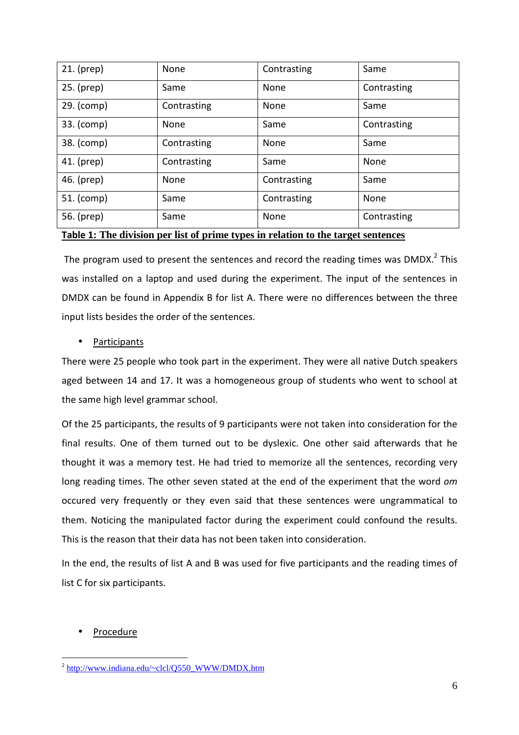| 21. (prep) | None | Contrasting | Same |
|---|---|---|---|
| 25. (prep) | Same | None | Contrasting |
| 29. (comp) | Contrasting | None | Same |
| 33. (comp) | None | Same | Contrasting |
| 38. (comp) | Contrasting | None | Same |
| 41. (prep) | Contrasting | Same | None |
| 46. (prep) | None | Contrasting | Same |
| 51. (comp) | Same | Contrasting | None |
| 56. (prep) | Same | None | Contrasting |

**Table 1: The division per list of prime types in relation to the target sentences**

The program used to present the sentences and record the reading times was DMDX.[2] This was installed on a laptop and used during the experiment. The input of the sentences in DMDX can be found in Appendix B for list A. There were no differences between the three input lists besides the order of the sentences.

- Participants

There were 25 people who took part in the experiment. They were all native Dutch speakers aged between 14 and 17. It was a homogeneous group of students who went to school at the same high level grammar school.

Of the 25 participants, the results of 9 participants were not taken into consideration for the final results. One of them turned out to be dyslexic. One other said afterwards that he thought it was a memory test. He had tried to memorize all the sentences, recording very long reading times. The other seven stated at the end of the experiment that the word *om* occured very frequently or they even said that these sentences were ungrammatical to them. Noticing the manipulated factor during the experiment could confound the results. This is the reason that their data has not been taken into consideration.

In the end, the results of list A and B was used for five participants and the reading times of list C for six participants.

- Procedure

[2] http://www.indiana.edu/~clcl/Q550_WWW/DMDX.htm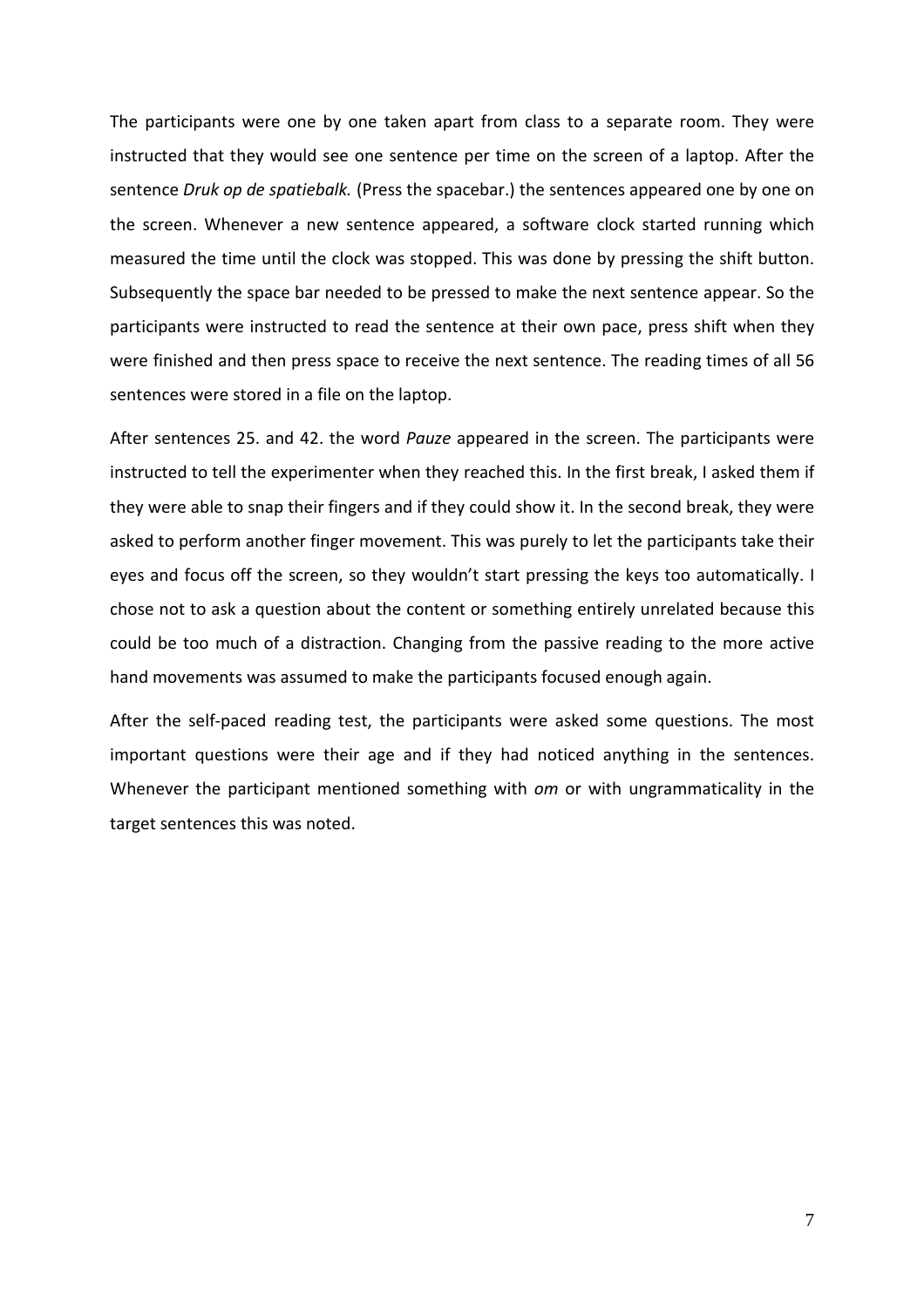The participants were one by one taken apart from class to a separate room. They were instructed that they would see one sentence per time on the screen of a laptop. After the sentence *Druk op de spatiebalk.* (Press the spacebar.) the sentences appeared one by one on the screen. Whenever a new sentence appeared, a software clock started running which measured the time until the clock was stopped. This was done by pressing the shift button. Subsequently the space bar needed to be pressed to make the next sentence appear. So the participants were instructed to read the sentence at their own pace, press shift when they were finished and then press space to receive the next sentence. The reading times of all 56 sentences were stored in a file on the laptop.

After sentences 25. and 42. the word *Pauze* appeared in the screen. The participants were instructed to tell the experimenter when they reached this. In the first break, I asked them if they were able to snap their fingers and if they could show it. In the second break, they were asked to perform another finger movement. This was purely to let the participants take their eyes and focus off the screen, so they wouldn't start pressing the keys too automatically. I chose not to ask a question about the content or something entirely unrelated because this could be too much of a distraction. Changing from the passive reading to the more active hand movements was assumed to make the participants focused enough again.

After the self-paced reading test, the participants were asked some questions. The most important questions were their age and if they had noticed anything in the sentences. Whenever the participant mentioned something with *om* or with ungrammaticality in the target sentences this was noted.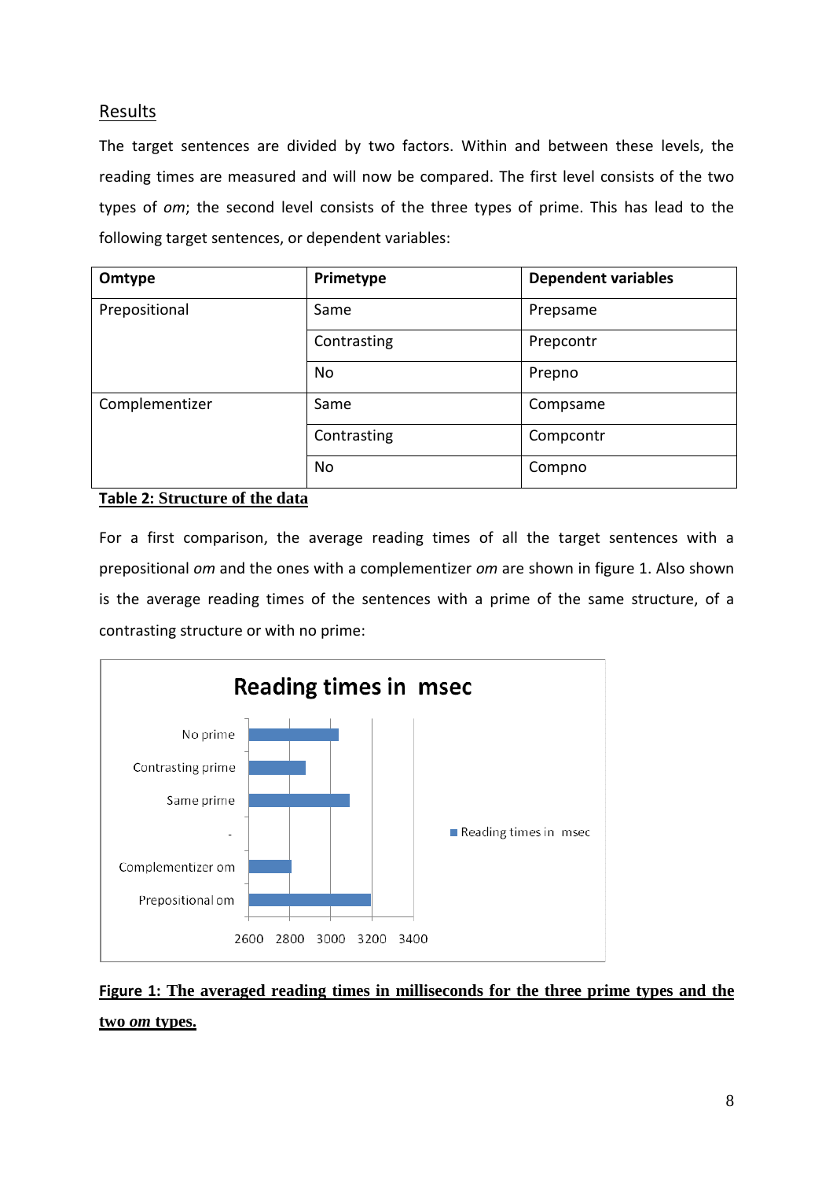## Results

The target sentences are divided by two factors. Within and between these levels, the reading times are measured and will now be compared. The first level consists of the two types of *om*; the second level consists of the three types of prime. This has lead to the following target sentences, or dependent variables:

| Omtype | Primetype | Dependent variables |
|---|---|---|
| Prepositional | Same | Prepsame |
| | Contrasting | Prepcontr |
| | No | Prepno |
| Complementizer | Same | Compsame |
| | Contrasting | Compcontr |
| | No | Compno |

**Table 2: Structure of the data**

For a first comparison, the average reading times of all the target sentences with a prepositional *om* and the ones with a complementizer *om* are shown in figure 1. Also shown is the average reading times of the sentences with a prime of the same structure, of a contrasting structure or with no prime:

**Figure 1: The averaged reading times in milliseconds for the three prime types and the two *om* types.**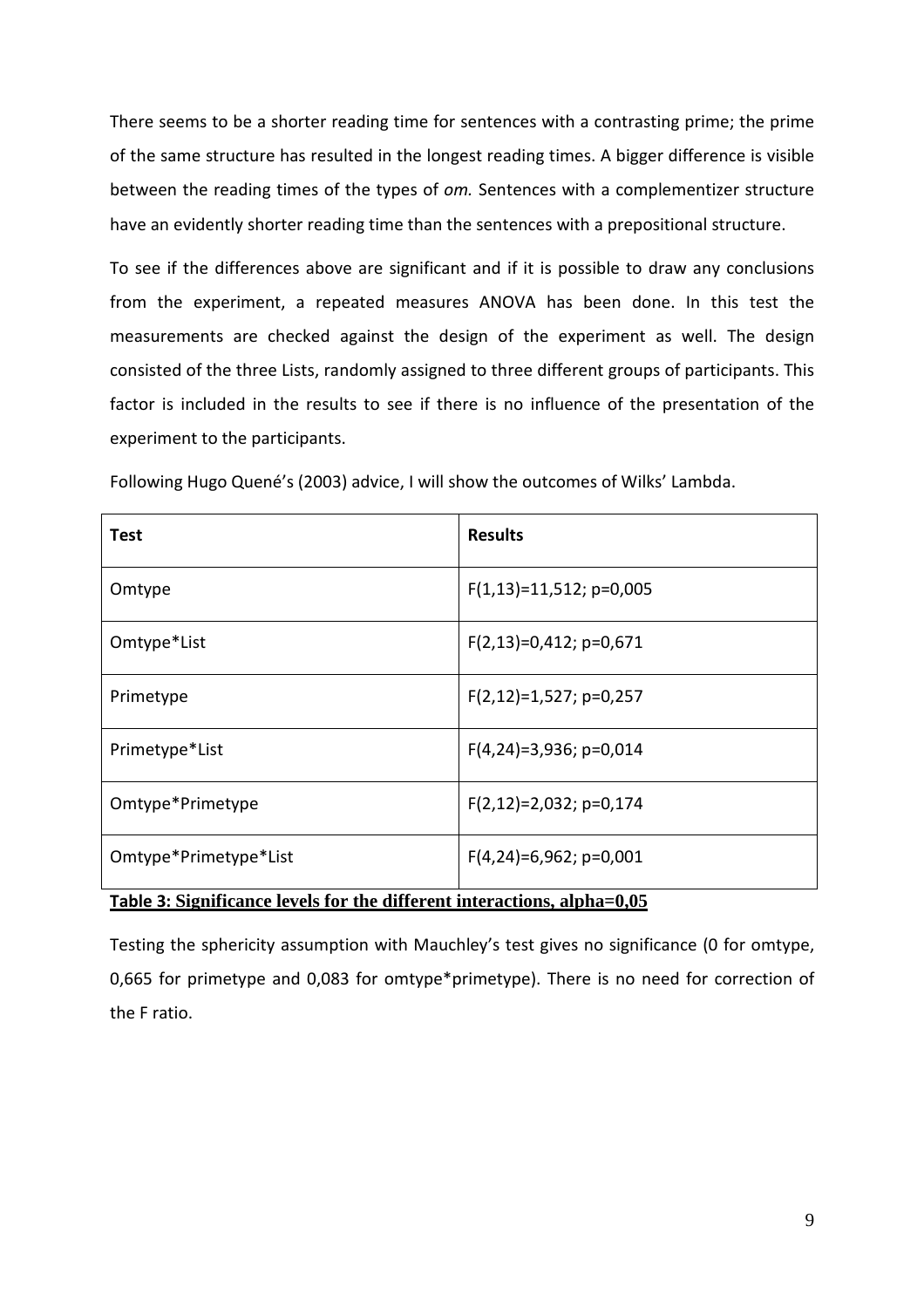There seems to be a shorter reading time for sentences with a contrasting prime; the prime of the same structure has resulted in the longest reading times. A bigger difference is visible between the reading times of the types of *om.* Sentences with a complementizer structure have an evidently shorter reading time than the sentences with a prepositional structure.

To see if the differences above are significant and if it is possible to draw any conclusions from the experiment, a repeated measures ANOVA has been done. In this test the measurements are checked against the design of the experiment as well. The design consisted of the three Lists, randomly assigned to three different groups of participants. This factor is included in the results to see if there is no influence of the presentation of the experiment to the participants.

Following Hugo Quené's (2003) advice, I will show the outcomes of Wilks' Lambda.

| **Test** | **Results** |
|---|---|
| Omtype | $F(1,13)=11{,}512$; $p=0{,}005$ |
| Omtype*List | $F(2,13)=0{,}412$; $p=0{,}671$ |
| Primetype | $F(2,12)=1{,}527$; $p=0{,}257$ |
| Primetype*List | $F(4,24)=3{,}936$; $p=0{,}014$ |
| Omtype*Primetype | $F(2,12)=2{,}032$; $p=0{,}174$ |
| Omtype*Primetype*List | $F(4,24)=6{,}962$; $p=0{,}001$ |

**Table 3: Significance levels for the different interactions, alpha=0,05**

Testing the sphericity assumption with Mauchley's test gives no significance (0 for omtype, 0,665 for primetype and 0,083 for omtype*primetype). There is no need for correction of the F ratio.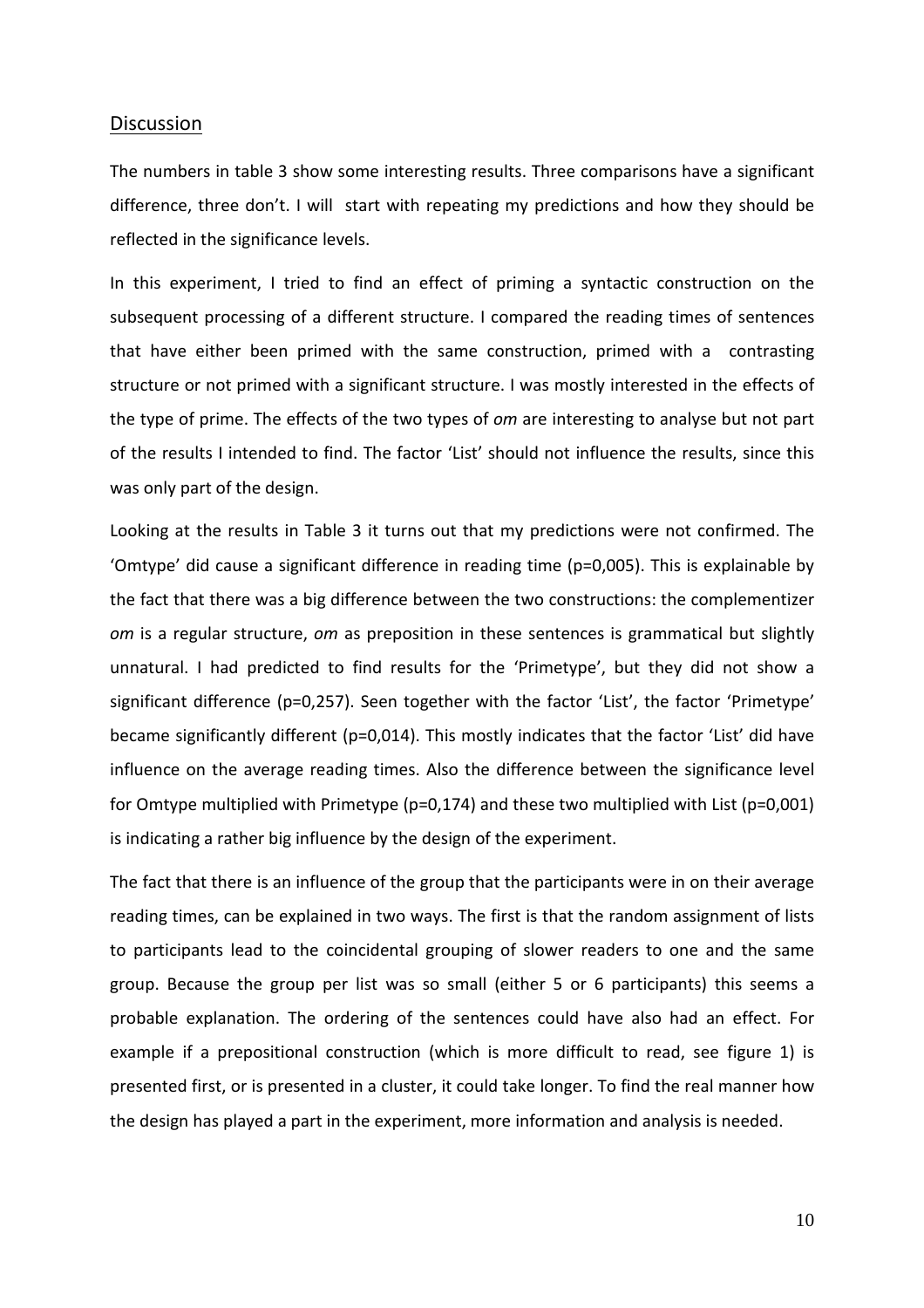## Discussion

The numbers in table 3 show some interesting results. Three comparisons have a significant difference, three don't. I will start with repeating my predictions and how they should be reflected in the significance levels.

In this experiment, I tried to find an effect of priming a syntactic construction on the subsequent processing of a different structure. I compared the reading times of sentences that have either been primed with the same construction, primed with a contrasting structure or not primed with a significant structure. I was mostly interested in the effects of the type of prime. The effects of the two types of *om* are interesting to analyse but not part of the results I intended to find. The factor 'List' should not influence the results, since this was only part of the design.

Looking at the results in Table 3 it turns out that my predictions were not confirmed. The 'Omtype' did cause a significant difference in reading time (p=0,005). This is explainable by the fact that there was a big difference between the two constructions: the complementizer *om* is a regular structure, *om* as preposition in these sentences is grammatical but slightly unnatural. I had predicted to find results for the 'Primetype', but they did not show a significant difference (p=0,257). Seen together with the factor 'List', the factor 'Primetype' became significantly different (p=0,014). This mostly indicates that the factor 'List' did have influence on the average reading times. Also the difference between the significance level for Omtype multiplied with Primetype (p=0,174) and these two multiplied with List (p=0,001) is indicating a rather big influence by the design of the experiment.

The fact that there is an influence of the group that the participants were in on their average reading times, can be explained in two ways. The first is that the random assignment of lists to participants lead to the coincidental grouping of slower readers to one and the same group. Because the group per list was so small (either 5 or 6 participants) this seems a probable explanation. The ordering of the sentences could have also had an effect. For example if a prepositional construction (which is more difficult to read, see figure 1) is presented first, or is presented in a cluster, it could take longer. To find the real manner how the design has played a part in the experiment, more information and analysis is needed.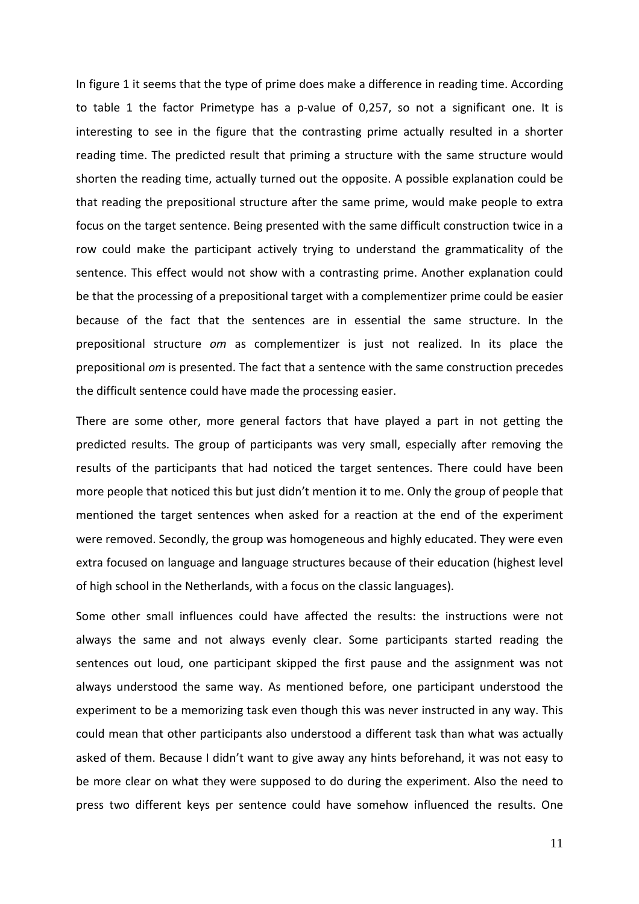In figure 1 it seems that the type of prime does make a difference in reading time. According to table 1 the factor Primetype has a p-value of 0,257, so not a significant one. It is interesting to see in the figure that the contrasting prime actually resulted in a shorter reading time. The predicted result that priming a structure with the same structure would shorten the reading time, actually turned out the opposite. A possible explanation could be that reading the prepositional structure after the same prime, would make people to extra focus on the target sentence. Being presented with the same difficult construction twice in a row could make the participant actively trying to understand the grammaticality of the sentence. This effect would not show with a contrasting prime. Another explanation could be that the processing of a prepositional target with a complementizer prime could be easier because of the fact that the sentences are in essential the same structure. In the prepositional structure *om* as complementizer is just not realized. In its place the prepositional *om* is presented. The fact that a sentence with the same construction precedes the difficult sentence could have made the processing easier.

There are some other, more general factors that have played a part in not getting the predicted results. The group of participants was very small, especially after removing the results of the participants that had noticed the target sentences. There could have been more people that noticed this but just didn't mention it to me. Only the group of people that mentioned the target sentences when asked for a reaction at the end of the experiment were removed. Secondly, the group was homogeneous and highly educated. They were even extra focused on language and language structures because of their education (highest level of high school in the Netherlands, with a focus on the classic languages).

Some other small influences could have affected the results: the instructions were not always the same and not always evenly clear. Some participants started reading the sentences out loud, one participant skipped the first pause and the assignment was not always understood the same way. As mentioned before, one participant understood the experiment to be a memorizing task even though this was never instructed in any way. This could mean that other participants also understood a different task than what was actually asked of them. Because I didn't want to give away any hints beforehand, it was not easy to be more clear on what they were supposed to do during the experiment. Also the need to press two different keys per sentence could have somehow influenced the results. One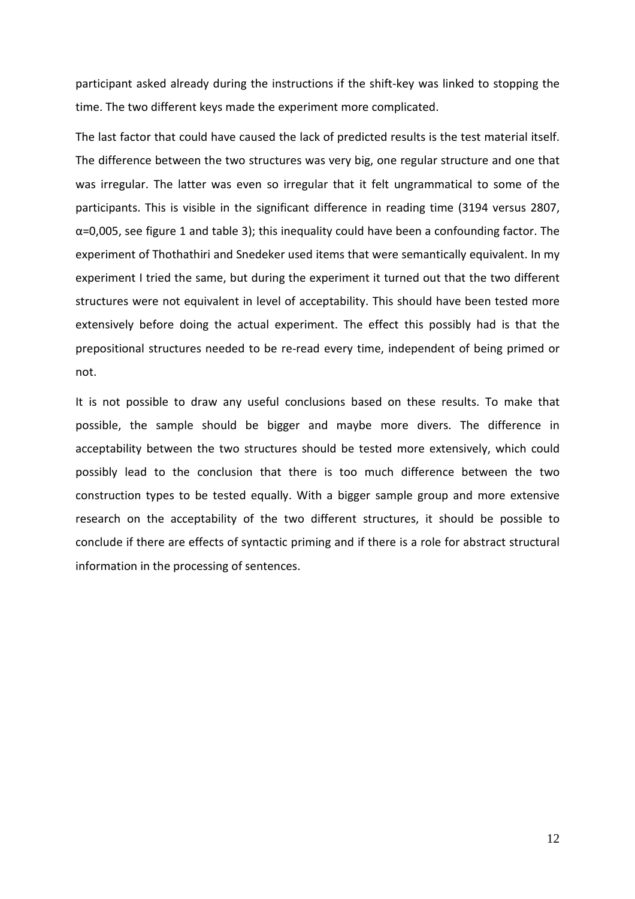participant asked already during the instructions if the shift-key was linked to stopping the time. The two different keys made the experiment more complicated.

The last factor that could have caused the lack of predicted results is the test material itself. The difference between the two structures was very big, one regular structure and one that was irregular. The latter was even so irregular that it felt ungrammatical to some of the participants. This is visible in the significant difference in reading time (3194 versus 2807, $\alpha$=0,005, see figure 1 and table 3); this inequality could have been a confounding factor. The experiment of Thothathiri and Snedeker used items that were semantically equivalent. In my experiment I tried the same, but during the experiment it turned out that the two different structures were not equivalent in level of acceptability. This should have been tested more extensively before doing the actual experiment. The effect this possibly had is that the prepositional structures needed to be re-read every time, independent of being primed or not.

It is not possible to draw any useful conclusions based on these results. To make that possible, the sample should be bigger and maybe more divers. The difference in acceptability between the two structures should be tested more extensively, which could possibly lead to the conclusion that there is too much difference between the two construction types to be tested equally. With a bigger sample group and more extensive research on the acceptability of the two different structures, it should be possible to conclude if there are effects of syntactic priming and if there is a role for abstract structural information in the processing of sentences.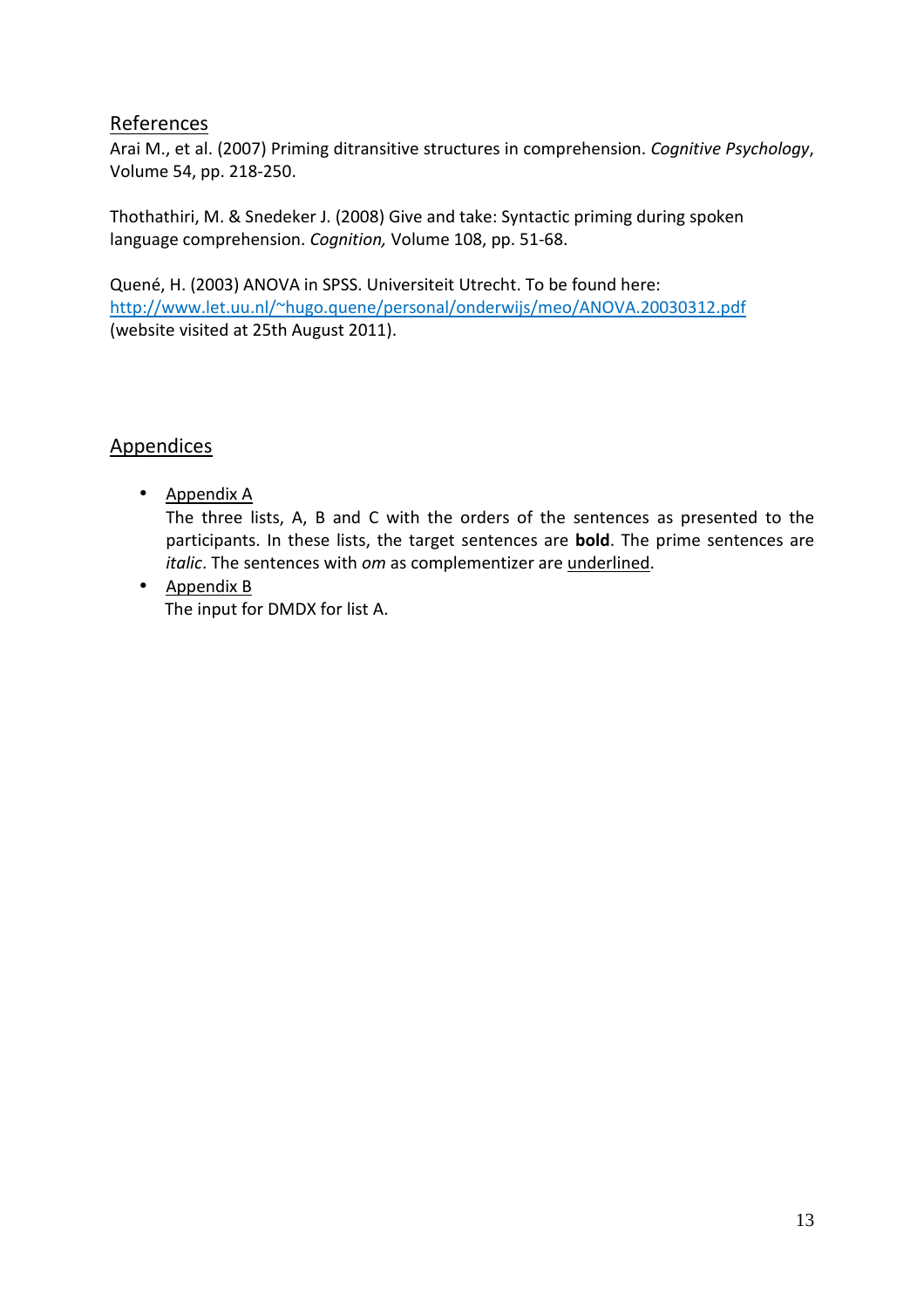## References

Arai M., et al. (2007) Priming ditransitive structures in comprehension. *Cognitive Psychology*, Volume 54, pp. 218-250.

Thothathiri, M. & Snedeker J. (2008) Give and take: Syntactic priming during spoken language comprehension. *Cognition,* Volume 108, pp. 51-68.

Quené, H. (2003) ANOVA in SPSS. Universiteit Utrecht. To be found here: http://www.let.uu.nl/~hugo.quene/personal/onderwijs/meo/ANOVA.20030312.pdf (website visited at 25th August 2011).

## Appendices

- Appendix A
  The three lists, A, B and C with the orders of the sentences as presented to the participants. In these lists, the target sentences are **bold**. The prime sentences are *italic*. The sentences with *om* as complementizer are underlined.
- Appendix B
  The input for DMDX for list A.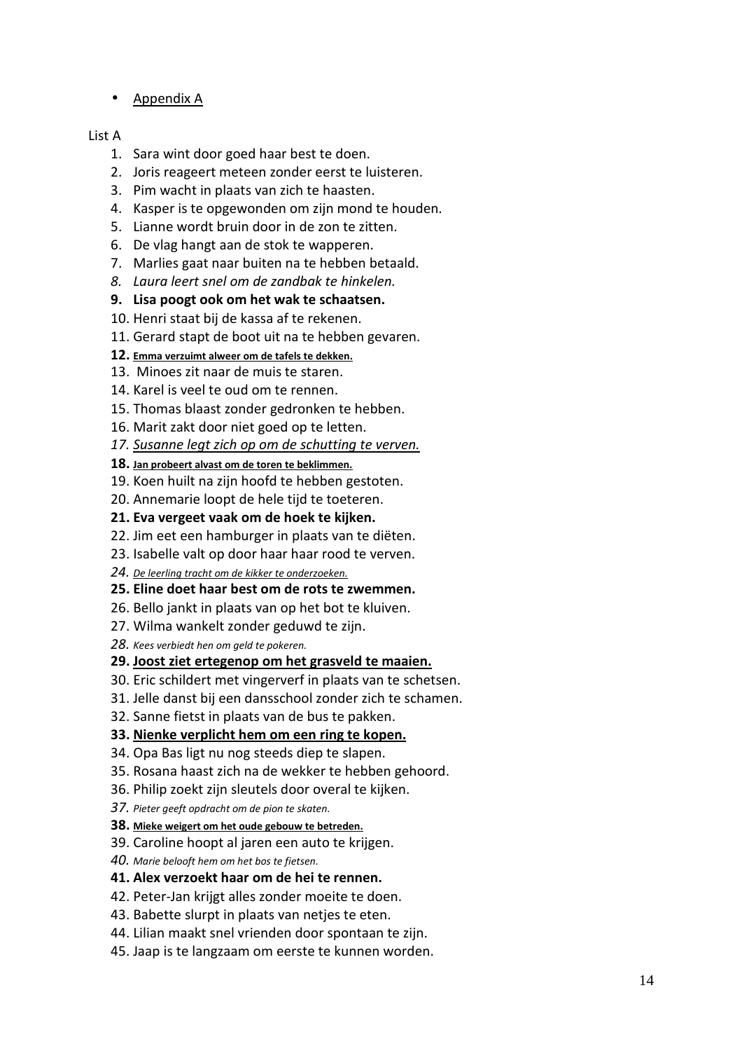- <u>Appendix A</u>

List A

1. Sara wint door goed haar best te doen.
2. Joris reageert meteen zonder eerst te luisteren.
3. Pim wacht in plaats van zich te haasten.
4. Kasper is te opgewonden om zijn mond te houden.
5. Lianne wordt bruin door in de zon te zitten.
6. De vlag hangt aan de stok te wapperen.
7. Marlies gaat naar buiten na te hebben betaald.
8. *Laura leert snel om de zandbak te hinkelen.*
9. **Lisa poogt ook om het wak te schaatsen.**
10. Henri staat bij de kassa af te rekenen.
11. Gerard stapt de boot uit na te hebben gevaren.
12. **<u>Emma verzuimt alweer om de tafels te dekken.</u>**
13. Minoes zit naar de muis te staren.
14. Karel is veel te oud om te rennen.
15. Thomas blaast zonder gedronken te hebben.
16. Marit zakt door niet goed op te letten.
17. *<u>Susanne legt zich op om de schutting te verven.</u>*
18. **<u>Jan probeert alvast om de toren te beklimmen.</u>**
19. Koen huilt na zijn hoofd te hebben gestoten.
20. Annemarie loopt de hele tijd te toeteren.
21. **Eva vergeet vaak om de hoek te kijken.**
22. Jim eet een hamburger in plaats van te diëten.
23. Isabelle valt op door haar haar rood te verven.
24. *<u>De leerling tracht om de kikker te onderzoeken.</u>*
25. **Eline doet haar best om de rots te zwemmen.**
26. Bello jankt in plaats van op het bot te kluiven.
27. Wilma wankelt zonder geduwd te zijn.
28. *Kees verbiedt hen om geld te pokeren.*
29. **<u>Joost ziet ertegenop om het grasveld te maaien.</u>**
30. Eric schildert met vingerverf in plaats van te schetsen.
31. Jelle danst bij een dansschool zonder zich te schamen.
32. Sanne fietst in plaats van de bus te pakken.
33. **<u>Nienke verplicht hem om een ring te kopen.</u>**
34. Opa Bas ligt nu nog steeds diep te slapen.
35. Rosana haast zich na de wekker te hebben gehoord.
36. Philip zoekt zijn sleutels door overal te kijken.
37. *Pieter geeft opdracht om de pion te skaten.*
38. **<u>Mieke weigert om het oude gebouw te betreden.</u>**
39. Caroline hoopt al jaren een auto te krijgen.
40. *Marie belooft hem om het bos te fietsen.*
41. **Alex verzoekt haar om de hei te rennen.**
42. Peter-Jan krijgt alles zonder moeite te doen.
43. Babette slurpt in plaats van netjes te eten.
44. Lilian maakt snel vrienden door spontaan te zijn.
45. Jaap is te langzaam om eerste te kunnen worden.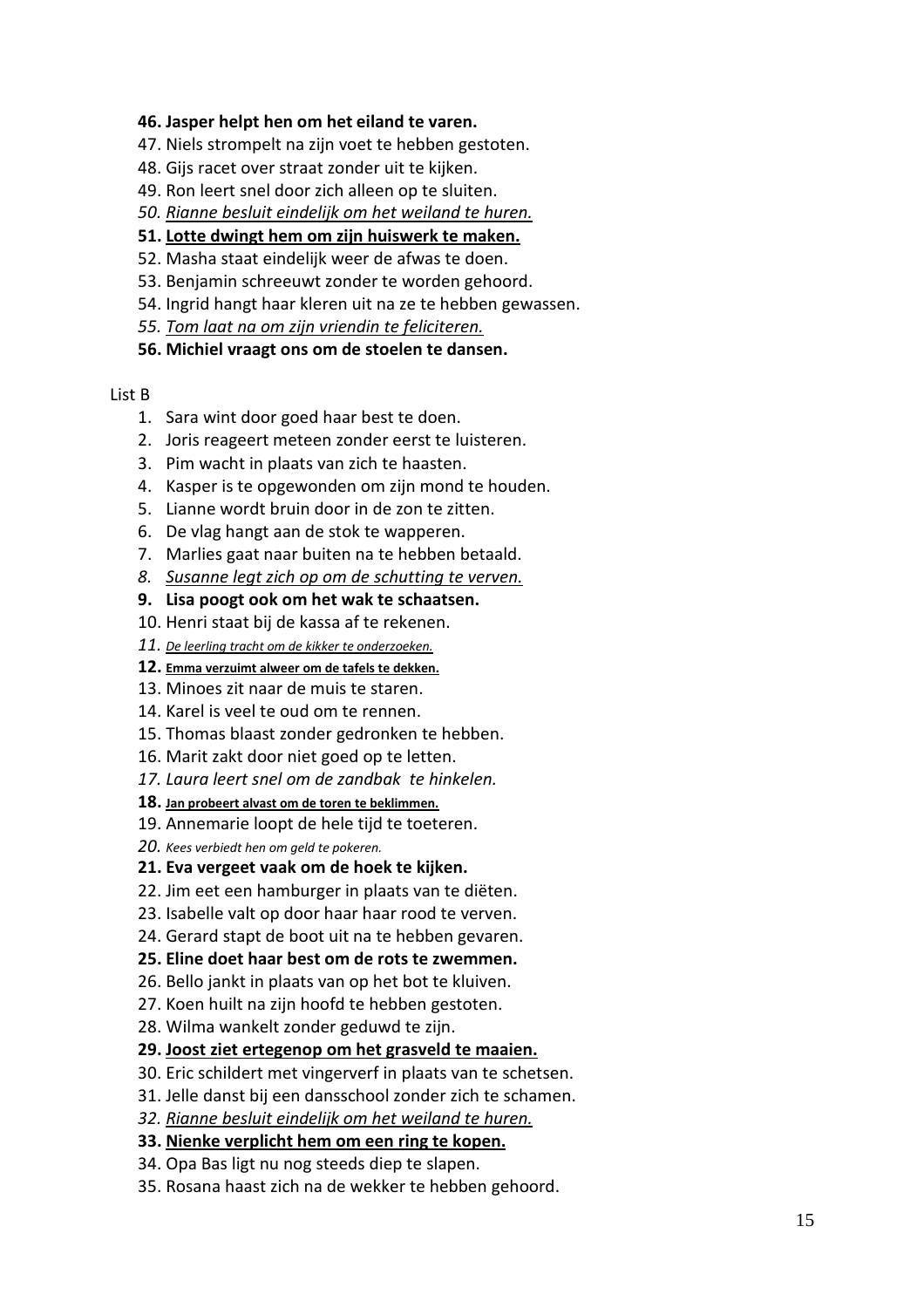46. **Jasper helpt hen om het eiland te varen.**
47. Niels strompelt na zijn voet te hebben gestoten.
48. Gijs racet over straat zonder uit te kijken.
49. Ron leert snel door zich alleen op te sluiten.
50. *<u>Rianne besluit eindelijk om het weiland te huren.</u>*
51. **<u>Lotte dwingt hem om zijn huiswerk te maken.</u>**
52. Masha staat eindelijk weer de afwas te doen.
53. Benjamin schreeuwt zonder te worden gehoord.
54. Ingrid hangt haar kleren uit na ze te hebben gewassen.
55. *<u>Tom laat na om zijn vriendin te feliciteren.</u>*
56. **Michiel vraagt ons om de stoelen te dansen.**

List B

1. Sara wint door goed haar best te doen.
2. Joris reageert meteen zonder eerst te luisteren.
3. Pim wacht in plaats van zich te haasten.
4. Kasper is te opgewonden om zijn mond te houden.
5. Lianne wordt bruin door in de zon te zitten.
6. De vlag hangt aan de stok te wapperen.
7. Marlies gaat naar buiten na te hebben betaald.
8. *<u>Susanne legt zich op om de schutting te verven.</u>*
9. **Lisa poogt ook om het wak te schaatsen.**
10. Henri staat bij de kassa af te rekenen.
11. *<u>De leerling tracht om de kikker te onderzoeken.</u>*
12. **<u>Emma verzuimt alweer om de tafels te dekken.</u>**
13. Minoes zit naar de muis te staren.
14. Karel is veel te oud om te rennen.
15. Thomas blaast zonder gedronken te hebben.
16. Marit zakt door niet goed op te letten.
17. *Laura leert snel om de zandbak te hinkelen.*
18. **<u>Jan probeert alvast om de toren te beklimmen.</u>**
19. Annemarie loopt de hele tijd te toeteren.
20. *Kees verbiedt hen om geld te pokeren.*
21. **Eva vergeet vaak om de hoek te kijken.**
22. Jim eet een hamburger in plaats van te diëten.
23. Isabelle valt op door haar haar rood te verven.
24. Gerard stapt de boot uit na te hebben gevaren.
25. **Eline doet haar best om de rots te zwemmen.**
26. Bello jankt in plaats van op het bot te kluiven.
27. Koen huilt na zijn hoofd te hebben gestoten.
28. Wilma wankelt zonder geduwd te zijn.
29. **<u>Joost ziet ertegenop om het grasveld te maaien.</u>**
30. Eric schildert met vingerverf in plaats van te schetsen.
31. Jelle danst bij een dansschool zonder zich te schamen.
32. *<u>Rianne besluit eindelijk om het weiland te huren.</u>*
33. **<u>Nienke verplicht hem om een ring te kopen.</u>**
34. Opa Bas ligt nu nog steeds diep te slapen.
35. Rosana haast zich na de wekker te hebben gehoord.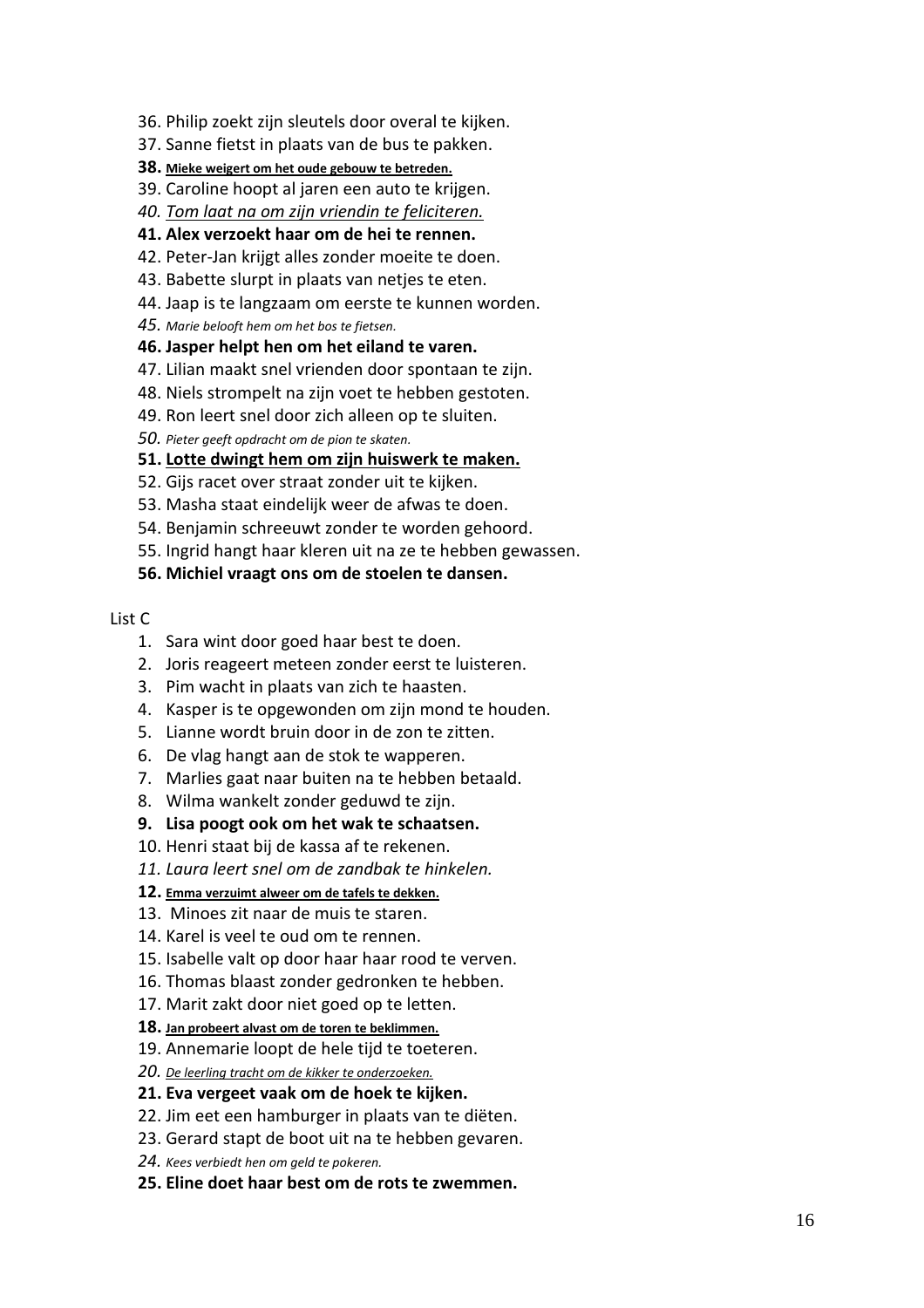36. Philip zoekt zijn sleutels door overal te kijken.
37. Sanne fietst in plaats van de bus te pakken.
38. **<u>Mieke weigert om het oude gebouw te betreden.</u>**
39. Caroline hoopt al jaren een auto te krijgen.
40. *<u>Tom laat na om zijn vriendin te feliciteren.</u>*
41. **Alex verzoekt haar om de hei te rennen.**
42. Peter-Jan krijgt alles zonder moeite te doen.
43. Babette slurpt in plaats van netjes te eten.
44. Jaap is te langzaam om eerste te kunnen worden.
45. *Marie belooft hem om het bos te fietsen.*
46. **Jasper helpt hen om het eiland te varen.**
47. Lilian maakt snel vrienden door spontaan te zijn.
48. Niels strompelt na zijn voet te hebben gestoten.
49. Ron leert snel door zich alleen op te sluiten.
50. *Pieter geeft opdracht om de pion te skaten.*
51. **<u>Lotte dwingt hem om zijn huiswerk te maken.</u>**
52. Gijs racet over straat zonder uit te kijken.
53. Masha staat eindelijk weer de afwas te doen.
54. Benjamin schreeuwt zonder te worden gehoord.
55. Ingrid hangt haar kleren uit na ze te hebben gewassen.
56. **Michiel vraagt ons om de stoelen te dansen.**

List C

1. Sara wint door goed haar best te doen.
2. Joris reageert meteen zonder eerst te luisteren.
3. Pim wacht in plaats van zich te haasten.
4. Kasper is te opgewonden om zijn mond te houden.
5. Lianne wordt bruin door in de zon te zitten.
6. De vlag hangt aan de stok te wapperen.
7. Marlies gaat naar buiten na te hebben betaald.
8. Wilma wankelt zonder geduwd te zijn.
9. **Lisa poogt ook om het wak te schaatsen.**
10. Henri staat bij de kassa af te rekenen.
11. *Laura leert snel om de zandbak te hinkelen.*
12. **<u>Emma verzuimt alweer om de tafels te dekken.</u>**
13. Minoes zit naar de muis te staren.
14. Karel is veel te oud om te rennen.
15. Isabelle valt op door haar rood te verven.
16. Thomas blaast zonder gedronken te hebben.
17. Marit zakt door niet goed op te letten.
18. **<u>Jan probeert alvast om de toren te beklimmen.</u>**
19. Annemarie loopt de hele tijd te toeteren.
20. *<u>De leerling tracht om de kikker te onderzoeken.</u>*
21. **Eva vergeet vaak om de hoek te kijken.**
22. Jim eet een hamburger in plaats van te diëten.
23. Gerard stapt de boot uit na te hebben gevaren.
24. *Kees verbiedt hen om geld te pokeren.*
25. **Eline doet haar best om de rots te zwemmen.**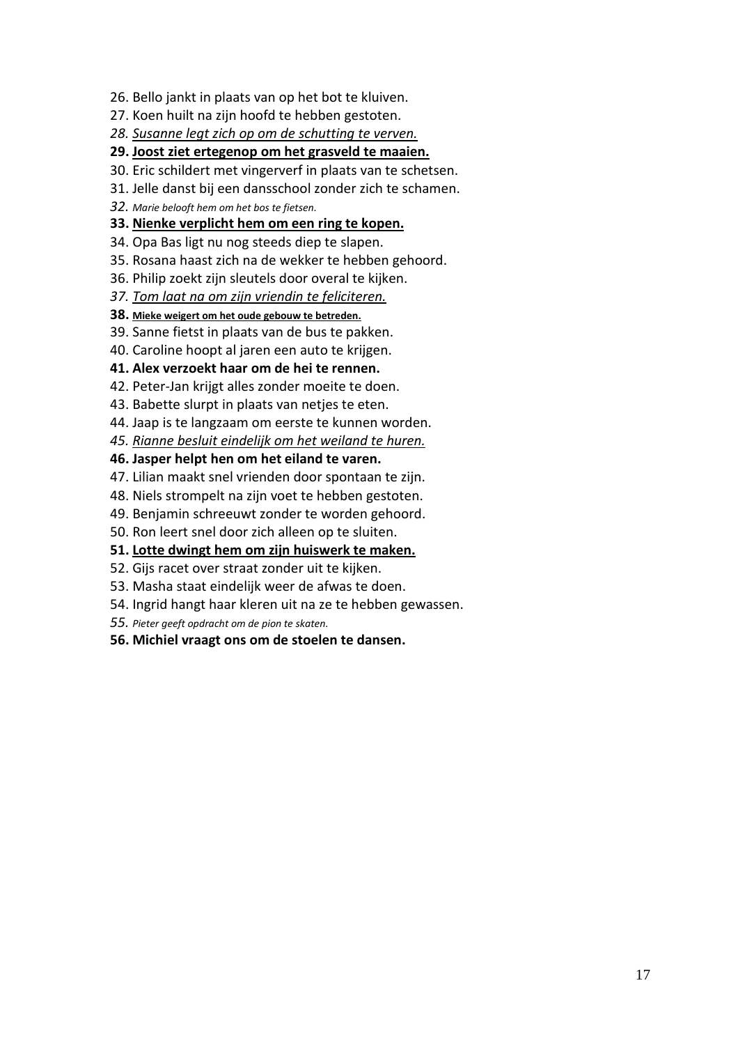26. Bello jankt in plaats van op het bot te kluiven.
27. Koen huilt na zijn hoofd te hebben gestoten.
28. *<u>Susanne legt zich op om de schutting te verven.</u>*
29. **<u>Joost ziet ertegenop om het grasveld te maaien.</u>**
30. Eric schildert met vingerverf in plaats van te schetsen.
31. Jelle danst bij een dansschool zonder zich te schamen.
32. *Marie belooft hem om het bos te fietsen.*
33. **<u>Nienke verplicht hem om een ring te kopen.</u>**
34. Opa Bas ligt nu nog steeds diep te slapen.
35. Rosana haast zich na de wekker te hebben gehoord.
36. Philip zoekt zijn sleutels door overal te kijken.
37. *<u>Tom laat na om zijn vriendin te feliciteren.</u>*
38. **<u>Mieke weigert om het oude gebouw te betreden.</u>**
39. Sanne fietst in plaats van de bus te pakken.
40. Caroline hoopt al jaren een auto te krijgen.
41. **Alex verzoekt haar om de hei te rennen.**
42. Peter-Jan krijgt alles zonder moeite te doen.
43. Babette slurpt in plaats van netjes te eten.
44. Jaap is te langzaam om eerste te kunnen worden.
45. *<u>Rianne besluit eindelijk om het weiland te huren.</u>*
46. **Jasper helpt hen om het eiland te varen.**
47. Lilian maakt snel vrienden door spontaan te zijn.
48. Niels strompelt na zijn voet te hebben gestoten.
49. Benjamin schreeuwt zonder te worden gehoord.
50. Ron leert snel door zich alleen op te sluiten.
51. **<u>Lotte dwingt hem om zijn huiswerk te maken.</u>**
52. Gijs racet over straat zonder uit te kijken.
53. Masha staat eindelijk weer de afwas te doen.
54. Ingrid hangt haar kleren uit na ze te hebben gewassen.
55. *Pieter geeft opdracht om de pion te skaten.*
56. **Michiel vraagt ons om de stoelen te dansen.**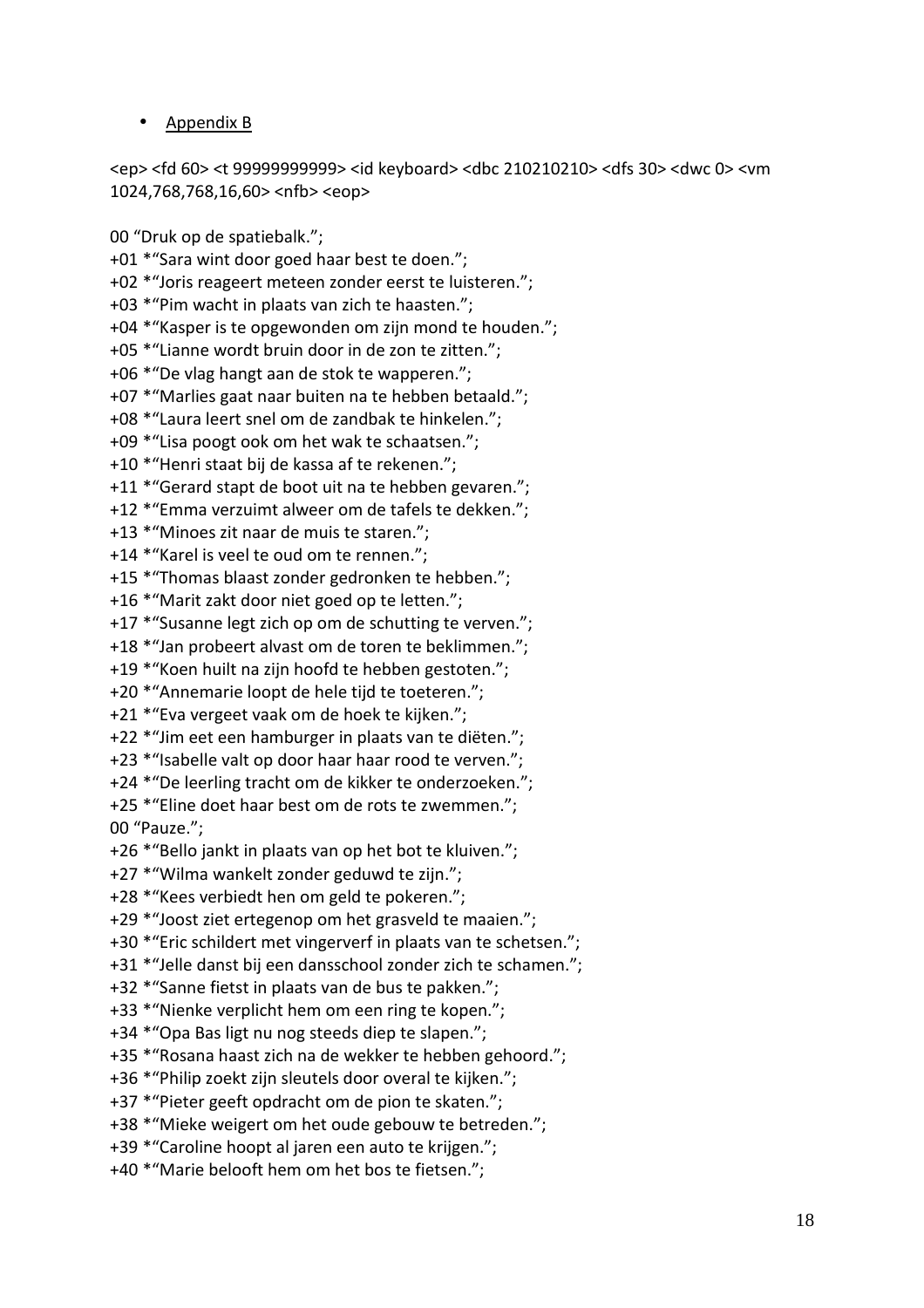- Appendix B

<ep> <fd 60> <t 99999999999> <id keyboard> <dbc 210210210> <dfs 30> <dwc 0> <vm 1024,768,768,16,60> <nfb> <eop>

00 “Druk op de spatiebalk.”;
+01 *“Sara wint door goed haar best te doen.”;
+02 *“Joris reageert meteen zonder eerst te luisteren.”;
+03 *“Pim wacht in plaats van zich te haasten.”;
+04 *“Kasper is te opgewonden om zijn mond te houden.”;
+05 *“Lianne wordt bruin door in de zon te zitten.”;
+06 *“De vlag hangt aan de stok te wapperen.”;
+07 *“Marlies gaat naar buiten na te hebben betaald.”;
+08 *“Laura leert snel om de zandbak te hinkelen.”;
+09 *“Lisa poogt ook om het wak te schaatsen.”;
+10 *“Henri staat bij de kassa af te rekenen.”;
+11 *“Gerard stapt de boot uit na te hebben gevaren.”;
+12 *“Emma verzuimt alweer om de tafels te dekken.”;
+13 *“Minoes zit naar de muis te staren.”;
+14 *“Karel is veel te oud om te rennen.”;
+15 *“Thomas blaast zonder gedronken te hebben.”;
+16 *“Marit zakt door niet goed op te letten.”;
+17 *“Susanne legt zich op om de schutting te verven.”;
+18 *“Jan probeert alvast om de toren te beklimmen.”;
+19 *“Koen huilt na zijn hoofd te hebben gestoten.”;
+20 *“Annemarie loopt de hele tijd te toeteren.”;
+21 *“Eva vergeet vaak om de hoek te kijken.”;
+22 *“Jim eet een hamburger in plaats van te diëten.”;
+23 *“Isabelle valt op door haar haar rood te verven.”;
+24 *“De leerling tracht om de kikker te onderzoeken.”;
+25 *“Eline doet haar best om de rots te zwemmen.”;
00 “Pauze.”;
+26 *“Bello jankt in plaats van op het bot te kluiven.”;
+27 *“Wilma wankelt zonder geduwd te zijn.”;
+28 *“Kees verbiedt hen om geld te pokeren.”;
+29 *“Joost ziet ertegenop om het grasveld te maaien.”;
+30 *“Eric schildert met vingerverf in plaats van te schetsen.”;
+31 *“Jelle danst bij een dansschool zonder zich te schamen.”;
+32 *“Sanne fietst in plaats van de bus te pakken.”;
+33 *“Nienke verplicht hem om een ring te kopen.”;
+34 *“Opa Bas ligt nu nog steeds diep te slapen.”;
+35 *“Rosana haast zich na de wekker te hebben gehoord.”;
+36 *“Philip zoekt zijn sleutels door overal te kijken.”;
+37 *“Pieter geeft opdracht om de pion te skaten.”;
+38 *“Mieke weigert om het oude gebouw te betreden.”;
+39 *“Caroline hoopt al jaren een auto te krijgen.”;
+40 *“Marie belooft hem om het bos te fietsen.”;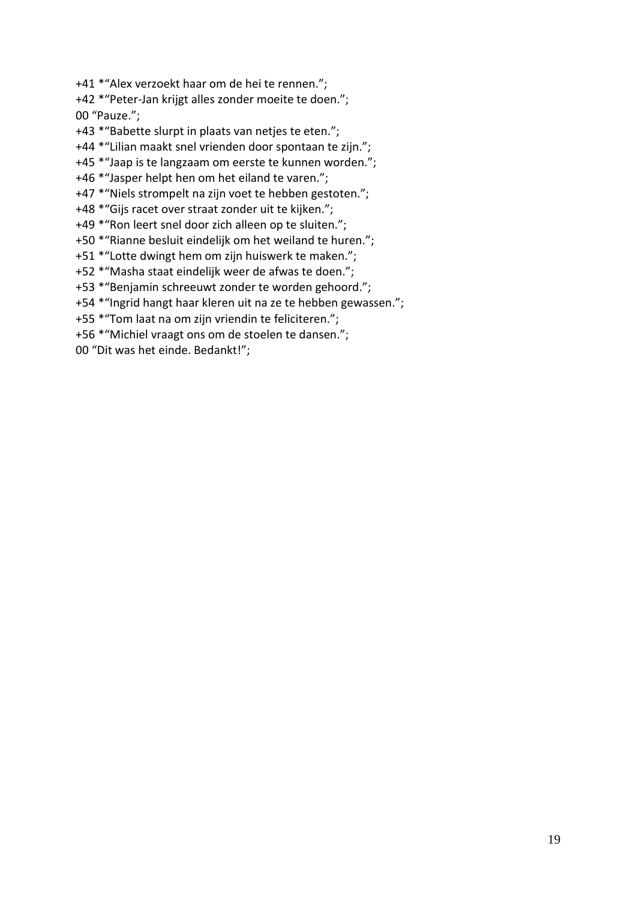+41 *"Alex verzoekt haar om de hei te rennen.";
+42 *"Peter-Jan krijgt alles zonder moeite te doen.";
00 "Pauze.";
+43 *"Babette slurpt in plaats van netjes te eten.";
+44 *"Lilian maakt snel vrienden door spontaan te zijn.";
+45 *"Jaap is te langzaam om eerste te kunnen worden.";
+46 *"Jasper helpt hen om het eiland te varen.";
+47 *"Niels strompelt na zijn voet te hebben gestoten.";
+48 *"Gijs racet over straat zonder uit te kijken.";
+49 *"Ron leert snel door zich alleen op te sluiten.";
+50 *"Rianne besluit eindelijk om het weiland te huren.";
+51 *"Lotte dwingt hem om zijn huiswerk te maken.";
+52 *"Masha staat eindelijk weer de afwas te doen.";
+53 *"Benjamin schreeuwt zonder te worden gehoord.";
+54 *"Ingrid hangt haar kleren uit na ze te hebben gewassen.";
+55 *"Tom laat na om zijn vriendin te feliciteren.";
+56 *"Michiel vraagt ons om de stoelen te dansen.";
00 "Dit was het einde. Bedankt!";